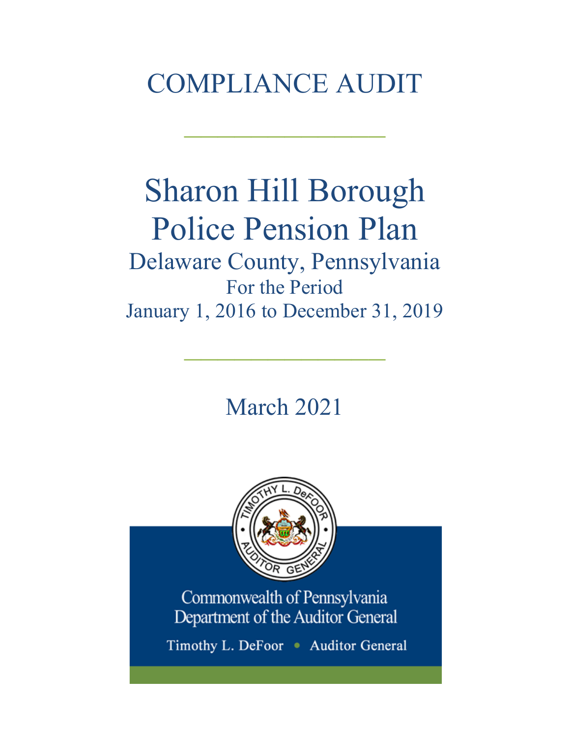# COMPLIANCE AUDIT

---

# Sharon Hill Borough Police Pension Plan

## Delaware County, Pennsylvania

For the Period

January 1, 2016 to December 31, 2019

---

March 2021

Commonwealth of Pennsylvania
Department of the Auditor General

Timothy L. DeFoor • Auditor General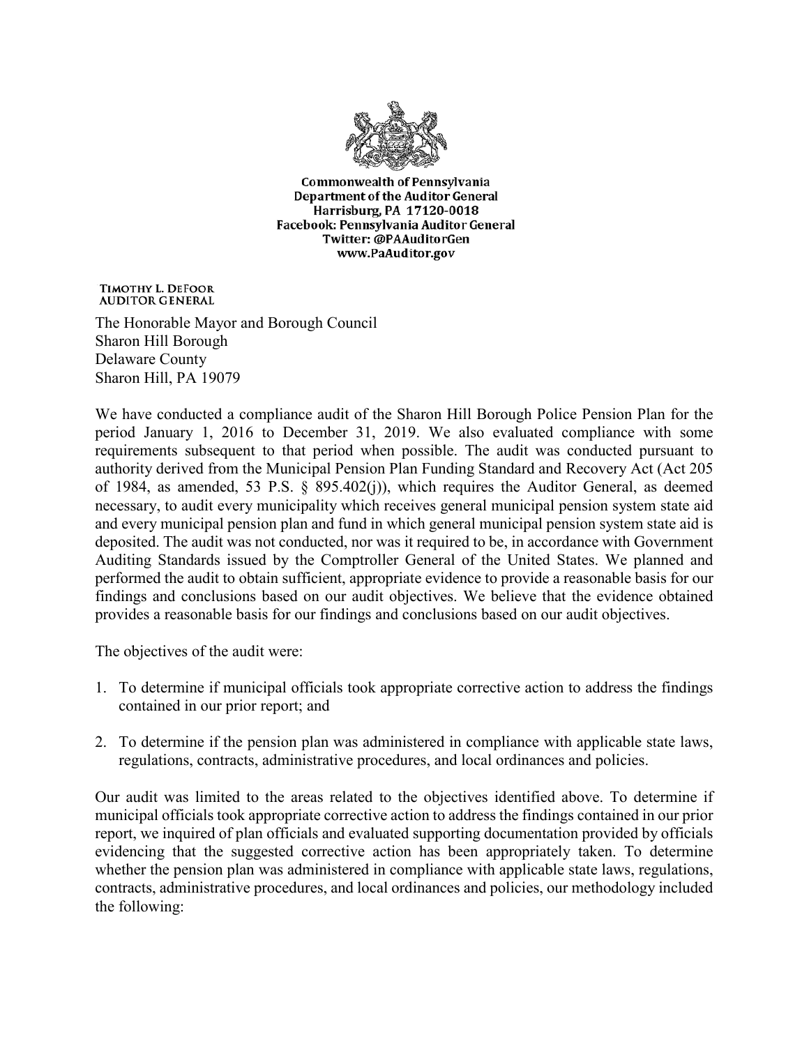**Commonwealth of Pennsylvania**
**Department of the Auditor General**
**Harrisburg, PA 17120-0018**
**Facebook: Pennsylvania Auditor General**
**Twitter: @PAAuditorGen**
**www.PaAuditor.gov**

TIMOTHY L. DEFOOR
AUDITOR GENERAL

The Honorable Mayor and Borough Council
Sharon Hill Borough
Delaware County
Sharon Hill, PA 19079

We have conducted a compliance audit of the Sharon Hill Borough Police Pension Plan for the period January 1, 2016 to December 31, 2019. We also evaluated compliance with some requirements subsequent to that period when possible. The audit was conducted pursuant to authority derived from the Municipal Pension Plan Funding Standard and Recovery Act (Act 205 of 1984, as amended, 53 P.S. § 895.402(j)), which requires the Auditor General, as deemed necessary, to audit every municipality which receives general municipal pension system state aid and every municipal pension plan and fund in which general municipal pension system state aid is deposited. The audit was not conducted, nor was it required to be, in accordance with Government Auditing Standards issued by the Comptroller General of the United States. We planned and performed the audit to obtain sufficient, appropriate evidence to provide a reasonable basis for our findings and conclusions based on our audit objectives. We believe that the evidence obtained provides a reasonable basis for our findings and conclusions based on our audit objectives.

The objectives of the audit were:

1. To determine if municipal officials took appropriate corrective action to address the findings contained in our prior report; and

2. To determine if the pension plan was administered in compliance with applicable state laws, regulations, contracts, administrative procedures, and local ordinances and policies.

Our audit was limited to the areas related to the objectives identified above. To determine if municipal officials took appropriate corrective action to address the findings contained in our prior report, we inquired of plan officials and evaluated supporting documentation provided by officials evidencing that the suggested corrective action has been appropriately taken. To determine whether the pension plan was administered in compliance with applicable state laws, regulations, contracts, administrative procedures, and local ordinances and policies, our methodology included the following: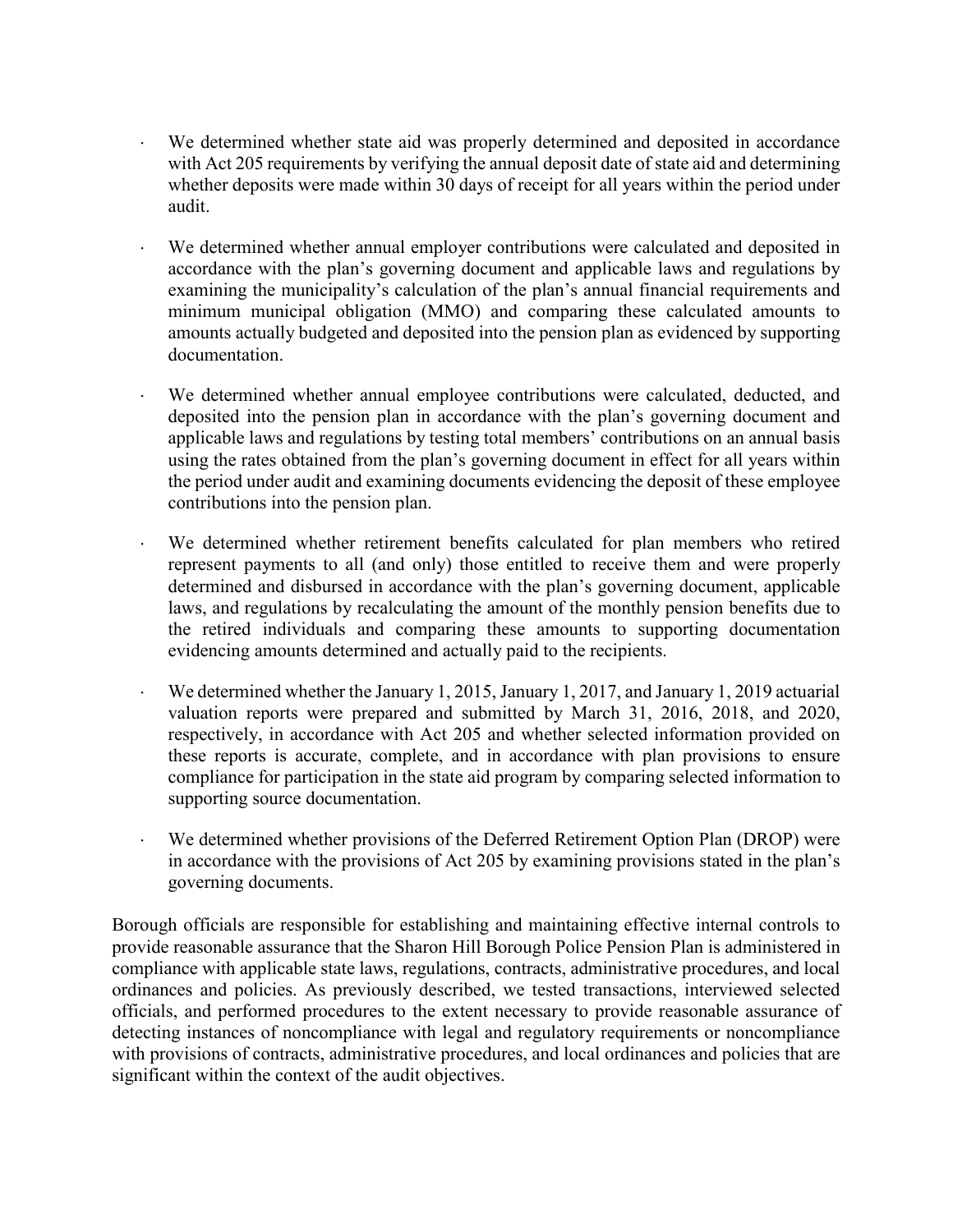- We determined whether state aid was properly determined and deposited in accordance with Act 205 requirements by verifying the annual deposit date of state aid and determining whether deposits were made within 30 days of receipt for all years within the period under audit.

- We determined whether annual employer contributions were calculated and deposited in accordance with the plan's governing document and applicable laws and regulations by examining the municipality's calculation of the plan's annual financial requirements and minimum municipal obligation (MMO) and comparing these calculated amounts to amounts actually budgeted and deposited into the pension plan as evidenced by supporting documentation.

- We determined whether annual employee contributions were calculated, deducted, and deposited into the pension plan in accordance with the plan's governing document and applicable laws and regulations by testing total members' contributions on an annual basis using the rates obtained from the plan's governing document in effect for all years within the period under audit and examining documents evidencing the deposit of these employee contributions into the pension plan.

- We determined whether retirement benefits calculated for plan members who retired represent payments to all (and only) those entitled to receive them and were properly determined and disbursed in accordance with the plan's governing document, applicable laws, and regulations by recalculating the amount of the monthly pension benefits due to the retired individuals and comparing these amounts to supporting documentation evidencing amounts determined and actually paid to the recipients.

- We determined whether the January 1, 2015, January 1, 2017, and January 1, 2019 actuarial valuation reports were prepared and submitted by March 31, 2016, 2018, and 2020, respectively, in accordance with Act 205 and whether selected information provided on these reports is accurate, complete, and in accordance with plan provisions to ensure compliance for participation in the state aid program by comparing selected information to supporting source documentation.

- We determined whether provisions of the Deferred Retirement Option Plan (DROP) were in accordance with the provisions of Act 205 by examining provisions stated in the plan's governing documents.

Borough officials are responsible for establishing and maintaining effective internal controls to provide reasonable assurance that the Sharon Hill Borough Police Pension Plan is administered in compliance with applicable state laws, regulations, contracts, administrative procedures, and local ordinances and policies. As previously described, we tested transactions, interviewed selected officials, and performed procedures to the extent necessary to provide reasonable assurance of detecting instances of noncompliance with legal and regulatory requirements or noncompliance with provisions of contracts, administrative procedures, and local ordinances and policies that are significant within the context of the audit objectives.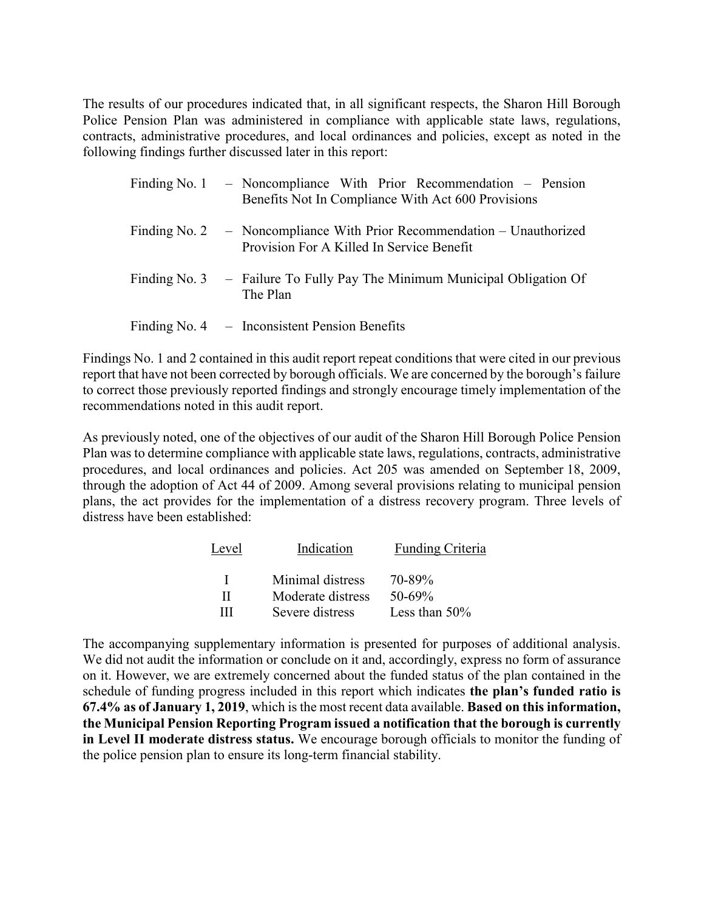The results of our procedures indicated that, in all significant respects, the Sharon Hill Borough Police Pension Plan was administered in compliance with applicable state laws, regulations, contracts, administrative procedures, and local ordinances and policies, except as noted in the following findings further discussed later in this report:

| | |
|---|---|
| Finding No. 1 | – Noncompliance With Prior Recommendation – Pension Benefits Not In Compliance With Act 600 Provisions |
| Finding No. 2 | – Noncompliance With Prior Recommendation – Unauthorized Provision For A Killed In Service Benefit |
| Finding No. 3 | – Failure To Fully Pay The Minimum Municipal Obligation Of The Plan |
| Finding No. 4 | – Inconsistent Pension Benefits |

Findings No. 1 and 2 contained in this audit report repeat conditions that were cited in our previous report that have not been corrected by borough officials. We are concerned by the borough's failure to correct those previously reported findings and strongly encourage timely implementation of the recommendations noted in this audit report.

As previously noted, one of the objectives of our audit of the Sharon Hill Borough Police Pension Plan was to determine compliance with applicable state laws, regulations, contracts, administrative procedures, and local ordinances and policies. Act 205 was amended on September 18, 2009, through the adoption of Act 44 of 2009. Among several provisions relating to municipal pension plans, the act provides for the implementation of a distress recovery program. Three levels of distress have been established:

| Level | Indication | Funding Criteria |
|---|---|---|
| I | Minimal distress | 70-89% |
| II | Moderate distress | 50-69% |
| III | Severe distress | Less than 50% |

The accompanying supplementary information is presented for purposes of additional analysis. We did not audit the information or conclude on it and, accordingly, express no form of assurance on it. However, we are extremely concerned about the funded status of the plan contained in the schedule of funding progress included in this report which indicates **the plan's funded ratio is 67.4% as of January 1, 2019**, which is the most recent data available. **Based on this information, the Municipal Pension Reporting Program issued a notification that the borough is currently in Level II moderate distress status.** We encourage borough officials to monitor the funding of the police pension plan to ensure its long-term financial stability.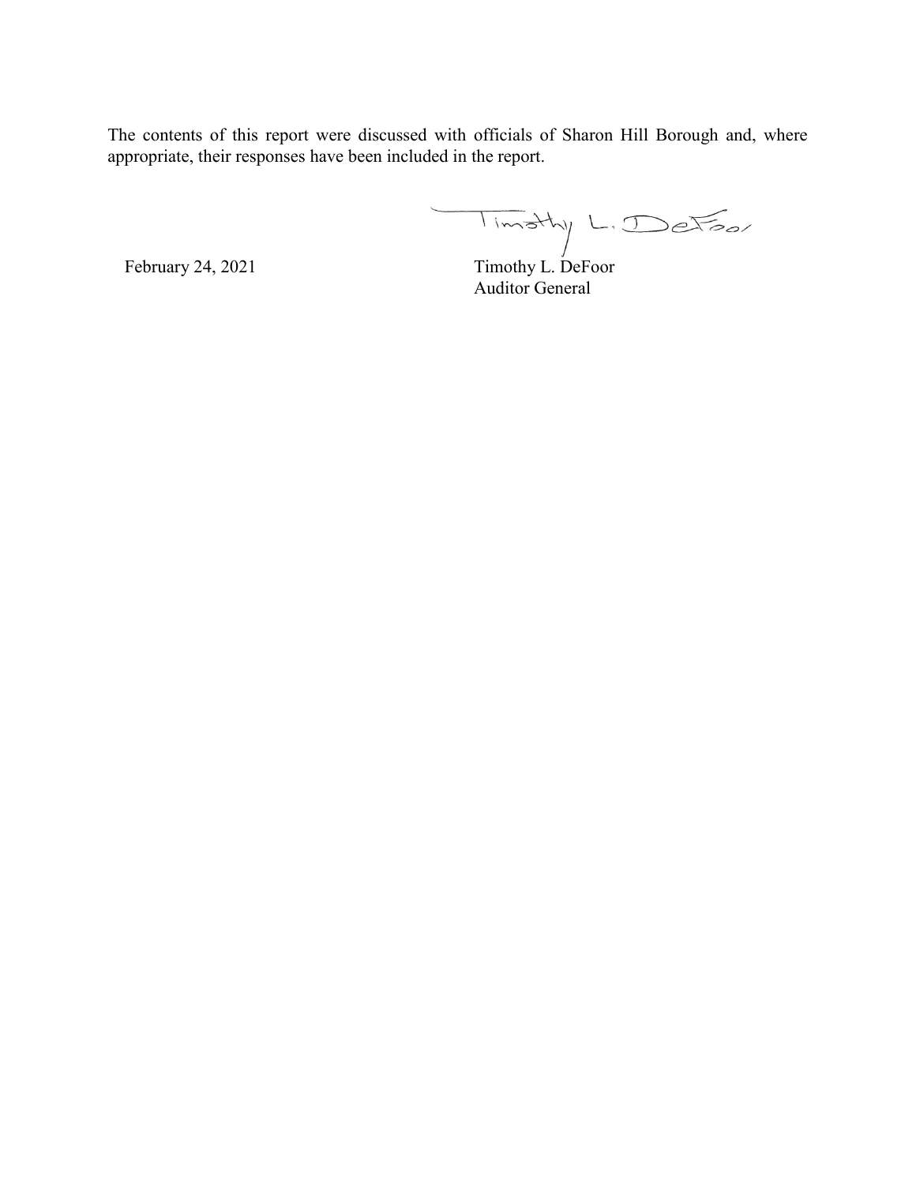The contents of this report were discussed with officials of Sharon Hill Borough and, where appropriate, their responses have been included in the report.

February 24, 2021

Timothy L. DeFoor
Auditor General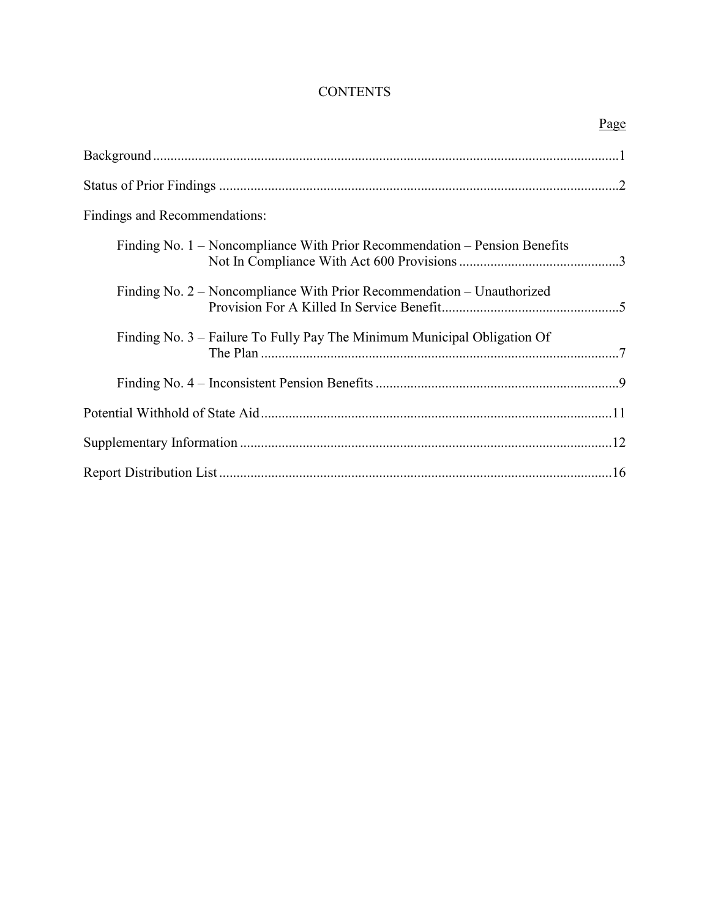# CONTENTS

| | Page |
|---|---|
| Background | 1 |
| Status of Prior Findings | 2 |
| Findings and Recommendations: | |
| Finding No. 1 – Noncompliance With Prior Recommendation – Pension Benefits Not In Compliance With Act 600 Provisions | 3 |
| Finding No. 2 – Noncompliance With Prior Recommendation – Unauthorized Provision For A Killed In Service Benefit | 5 |
| Finding No. 3 – Failure To Fully Pay The Minimum Municipal Obligation Of The Plan | 7 |
| Finding No. 4 – Inconsistent Pension Benefits | 9 |
| Potential Withhold of State Aid | 11 |
| Supplementary Information | 12 |
| Report Distribution List | 16 |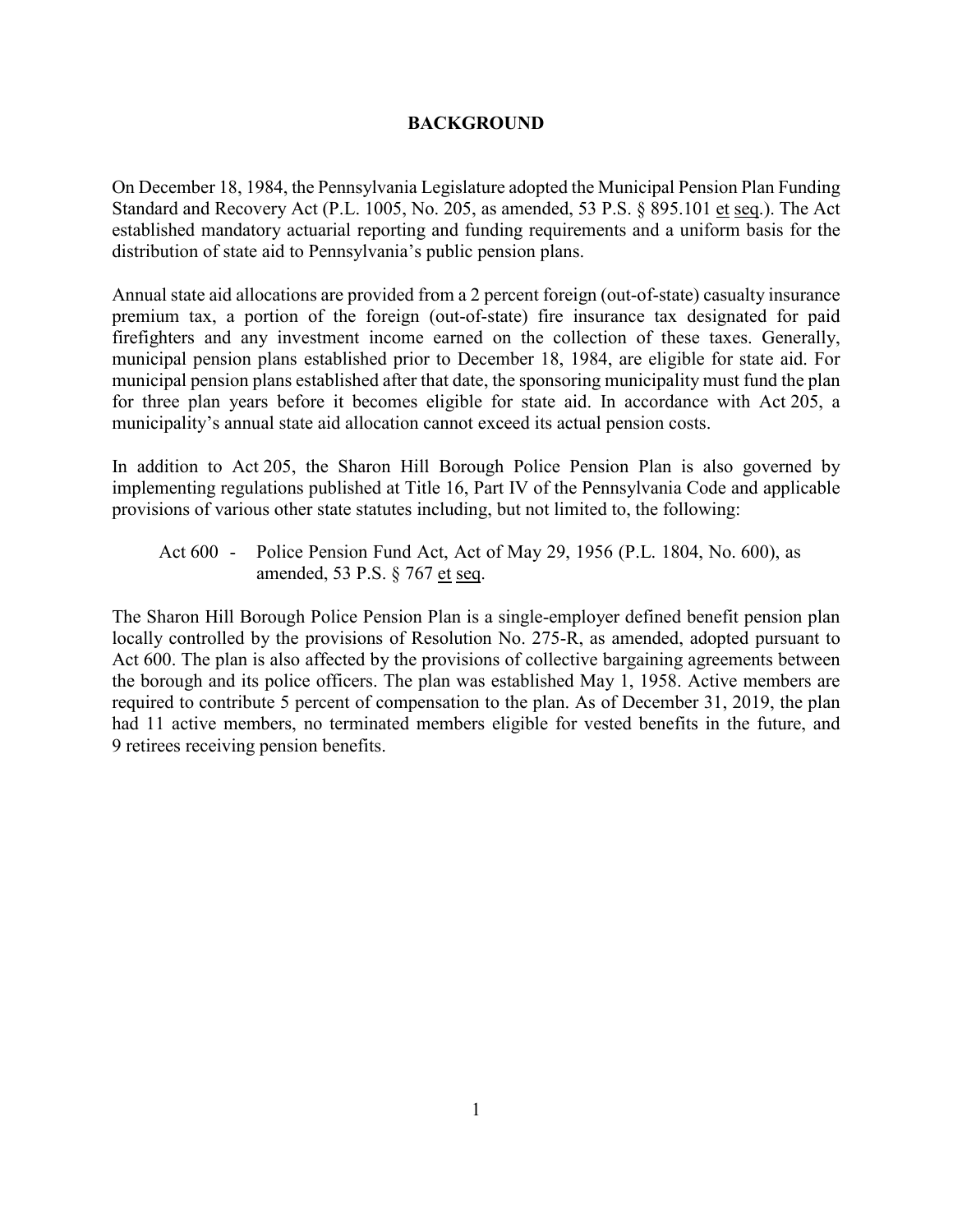# BACKGROUND

On December 18, 1984, the Pennsylvania Legislature adopted the Municipal Pension Plan Funding Standard and Recovery Act (P.L. 1005, No. 205, as amended, 53 P.S. § 895.101 et seq.). The Act established mandatory actuarial reporting and funding requirements and a uniform basis for the distribution of state aid to Pennsylvania's public pension plans.

Annual state aid allocations are provided from a 2 percent foreign (out-of-state) casualty insurance premium tax, a portion of the foreign (out-of-state) fire insurance tax designated for paid firefighters and any investment income earned on the collection of these taxes. Generally, municipal pension plans established prior to December 18, 1984, are eligible for state aid. For municipal pension plans established after that date, the sponsoring municipality must fund the plan for three plan years before it becomes eligible for state aid. In accordance with Act 205, a municipality's annual state aid allocation cannot exceed its actual pension costs.

In addition to Act 205, the Sharon Hill Borough Police Pension Plan is also governed by implementing regulations published at Title 16, Part IV of the Pennsylvania Code and applicable provisions of various other state statutes including, but not limited to, the following:

Act 600 - Police Pension Fund Act, Act of May 29, 1956 (P.L. 1804, No. 600), as amended, 53 P.S. § 767 et seq.

The Sharon Hill Borough Police Pension Plan is a single-employer defined benefit pension plan locally controlled by the provisions of Resolution No. 275-R, as amended, adopted pursuant to Act 600. The plan is also affected by the provisions of collective bargaining agreements between the borough and its police officers. The plan was established May 1, 1958. Active members are required to contribute 5 percent of compensation to the plan. As of December 31, 2019, the plan had 11 active members, no terminated members eligible for vested benefits in the future, and 9 retirees receiving pension benefits.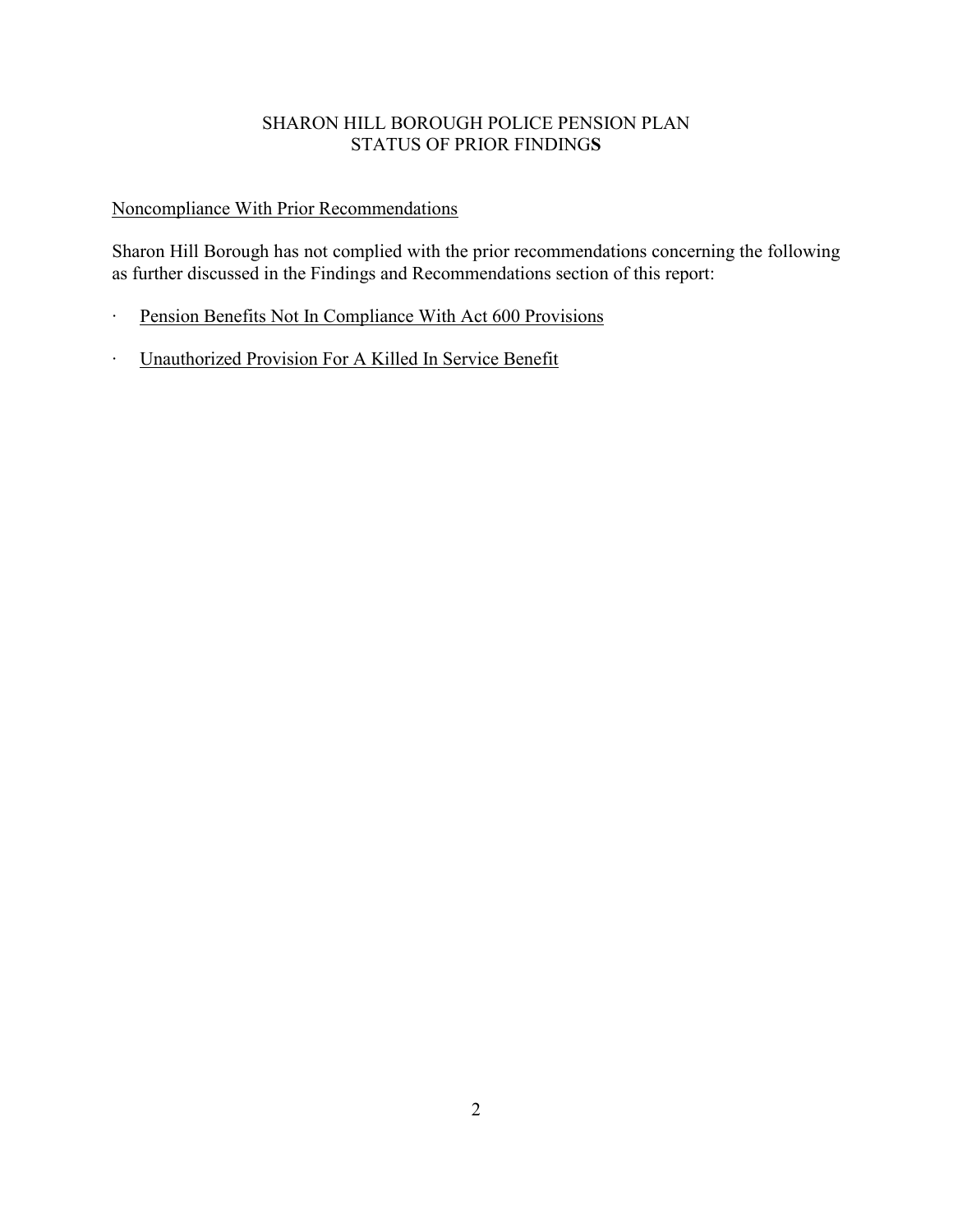# SHARON HILL BOROUGH POLICE PENSION PLAN
# STATUS OF PRIOR FINDINGS

## Noncompliance With Prior Recommendations

Sharon Hill Borough has not complied with the prior recommendations concerning the following as further discussed in the Findings and Recommendations section of this report:

- Pension Benefits Not In Compliance With Act 600 Provisions
- Unauthorized Provision For A Killed In Service Benefit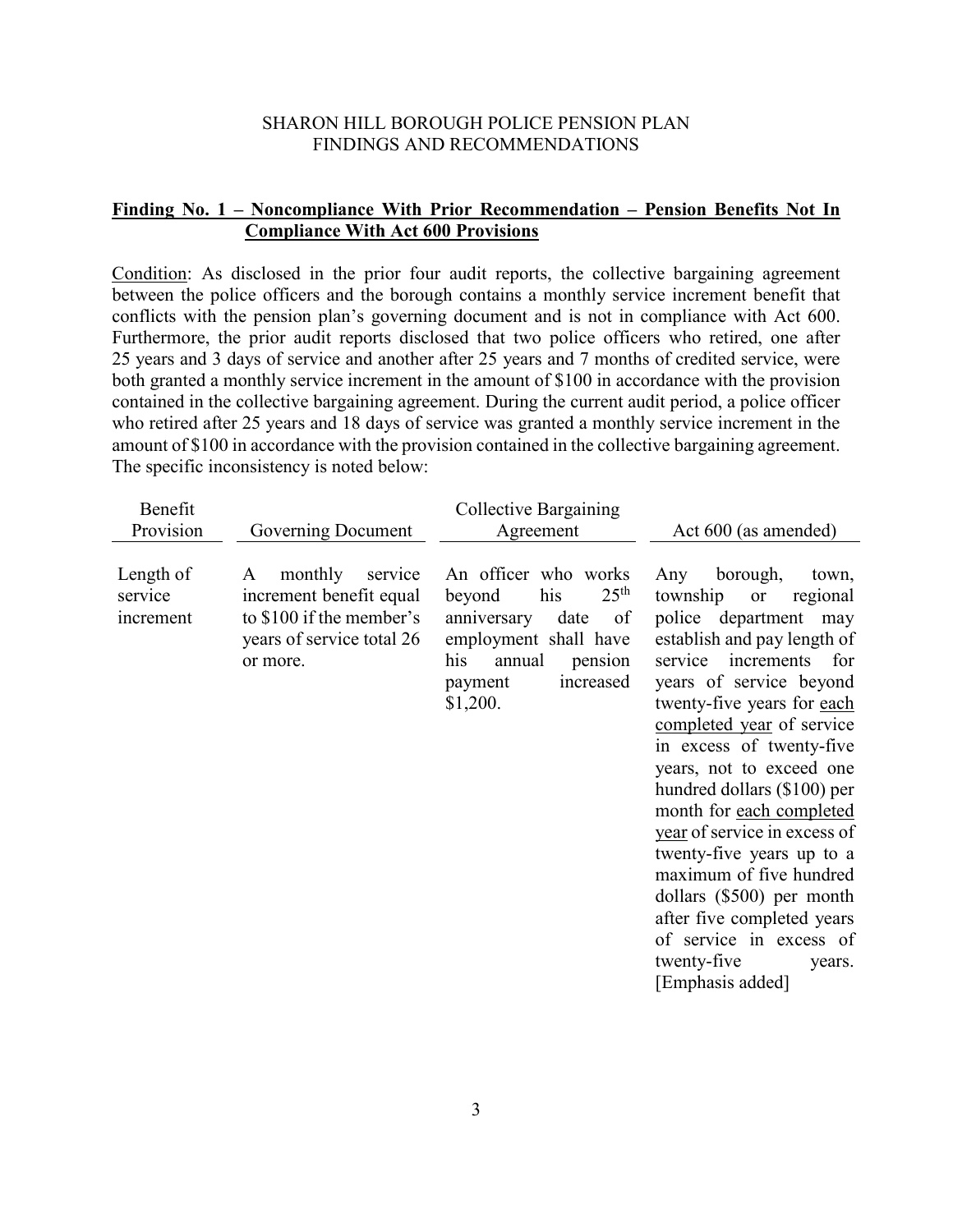SHARON HILL BOROUGH POLICE PENSION PLAN
FINDINGS AND RECOMMENDATIONS

**Finding No. 1 – Noncompliance With Prior Recommendation – Pension Benefits Not In Compliance With Act 600 Provisions**

Condition: As disclosed in the prior four audit reports, the collective bargaining agreement between the police officers and the borough contains a monthly service increment benefit that conflicts with the pension plan's governing document and is not in compliance with Act 600. Furthermore, the prior audit reports disclosed that two police officers who retired, one after 25 years and 3 days of service and another after 25 years and 7 months of credited service, were both granted a monthly service increment in the amount of $100 in accordance with the provision contained in the collective bargaining agreement. During the current audit period, a police officer who retired after 25 years and 18 days of service was granted a monthly service increment in the amount of $100 in accordance with the provision contained in the collective bargaining agreement. The specific inconsistency is noted below:

| Benefit Provision | Governing Document | Collective Bargaining Agreement | Act 600 (as amended) |
|---|---|---|---|
| Length of service increment | A monthly service increment benefit equal to $100 if the member's years of service total 26 or more. | An officer who works beyond his 25th anniversary date of employment shall have his annual pension payment increased $1,200. | Any borough, town, township or regional police department may establish and pay length of service increments for years of service beyond twenty-five years for <u>each completed year</u> of service in excess of twenty-five years, not to exceed one hundred dollars ($100) per month for <u>each completed year</u> of service in excess of twenty-five years up to a maximum of five hundred dollars ($500) per month after five completed years of service in excess of twenty-five years. [Emphasis added] |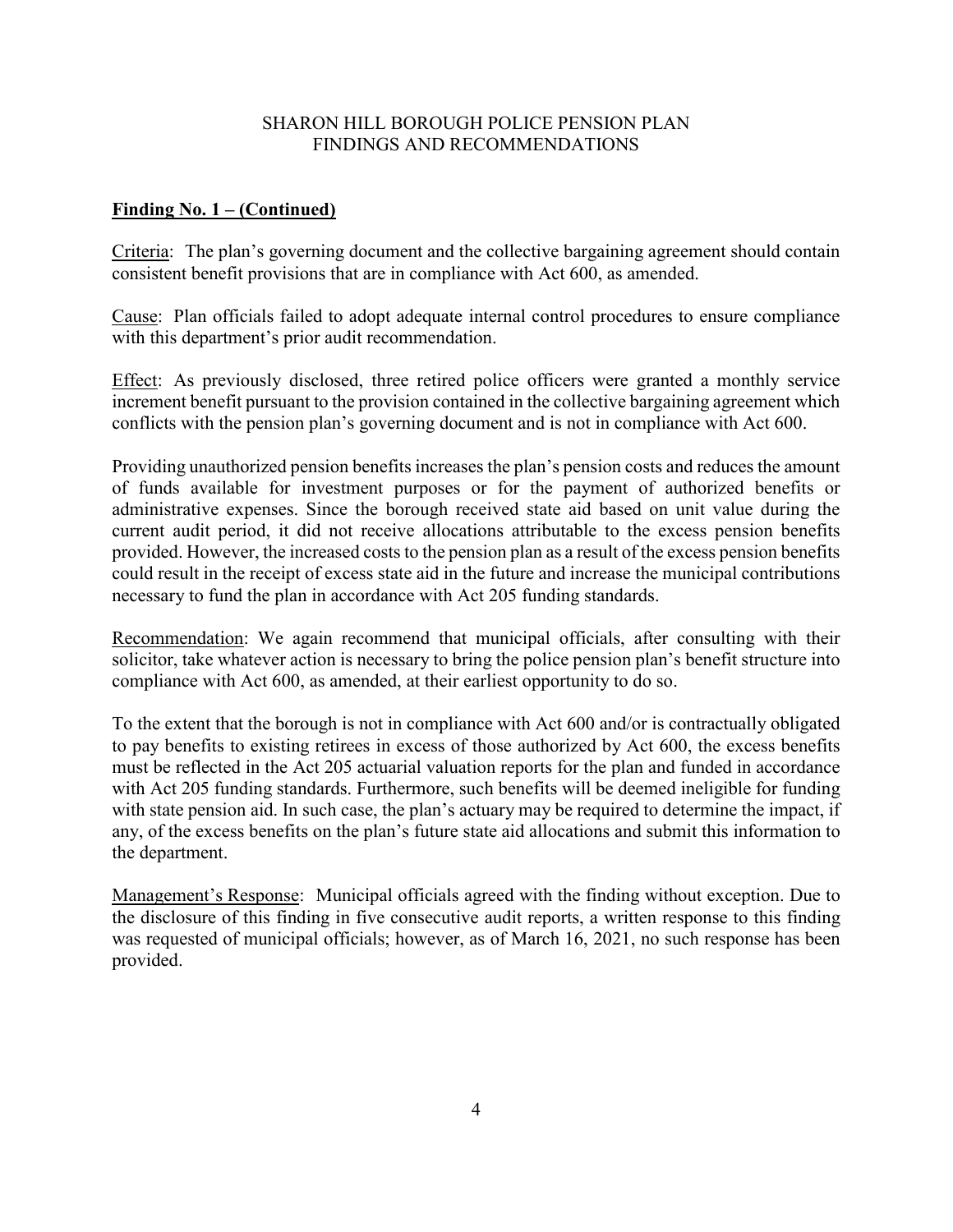SHARON HILL BOROUGH POLICE PENSION PLAN
FINDINGS AND RECOMMENDATIONS

## **Finding No. 1 – (Continued)**

Criteria: The plan's governing document and the collective bargaining agreement should contain consistent benefit provisions that are in compliance with Act 600, as amended.

Cause: Plan officials failed to adopt adequate internal control procedures to ensure compliance with this department's prior audit recommendation.

Effect: As previously disclosed, three retired police officers were granted a monthly service increment benefit pursuant to the provision contained in the collective bargaining agreement which conflicts with the pension plan's governing document and is not in compliance with Act 600.

Providing unauthorized pension benefits increases the plan's pension costs and reduces the amount of funds available for investment purposes or for the payment of authorized benefits or administrative expenses. Since the borough received state aid based on unit value during the current audit period, it did not receive allocations attributable to the excess pension benefits provided. However, the increased costs to the pension plan as a result of the excess pension benefits could result in the receipt of excess state aid in the future and increase the municipal contributions necessary to fund the plan in accordance with Act 205 funding standards.

Recommendation: We again recommend that municipal officials, after consulting with their solicitor, take whatever action is necessary to bring the police pension plan's benefit structure into compliance with Act 600, as amended, at their earliest opportunity to do so.

To the extent that the borough is not in compliance with Act 600 and/or is contractually obligated to pay benefits to existing retirees in excess of those authorized by Act 600, the excess benefits must be reflected in the Act 205 actuarial valuation reports for the plan and funded in accordance with Act 205 funding standards. Furthermore, such benefits will be deemed ineligible for funding with state pension aid. In such case, the plan's actuary may be required to determine the impact, if any, of the excess benefits on the plan's future state aid allocations and submit this information to the department.

Management's Response: Municipal officials agreed with the finding without exception. Due to the disclosure of this finding in five consecutive audit reports, a written response to this finding was requested of municipal officials; however, as of March 16, 2021, no such response has been provided.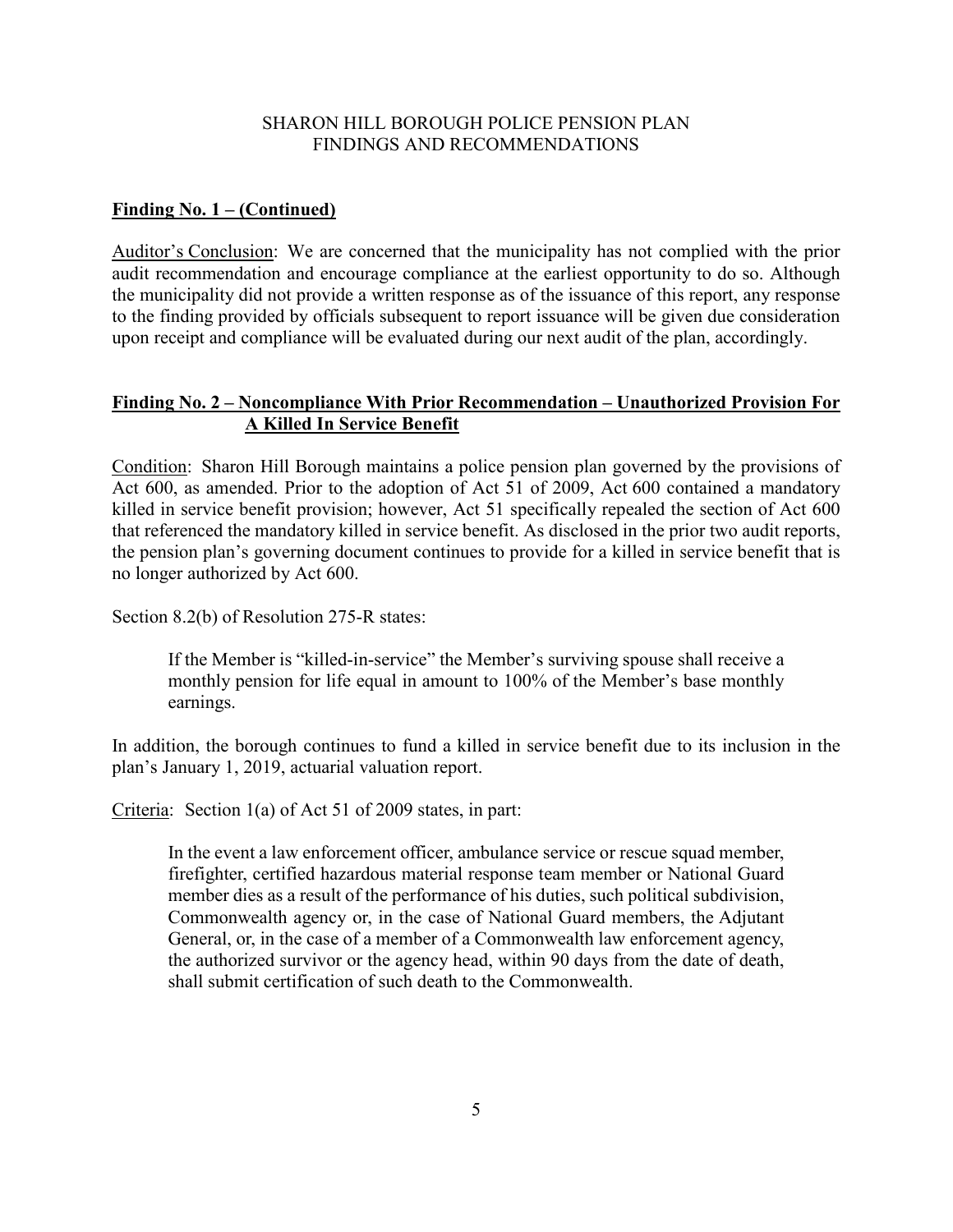SHARON HILL BOROUGH POLICE PENSION PLAN
FINDINGS AND RECOMMENDATIONS

**Finding No. 1 – (Continued)**

Auditor's Conclusion: We are concerned that the municipality has not complied with the prior audit recommendation and encourage compliance at the earliest opportunity to do so. Although the municipality did not provide a written response as of the issuance of this report, any response to the finding provided by officials subsequent to report issuance will be given due consideration upon receipt and compliance will be evaluated during our next audit of the plan, accordingly.

**Finding No. 2 – Noncompliance With Prior Recommendation – Unauthorized Provision For A Killed In Service Benefit**

Condition: Sharon Hill Borough maintains a police pension plan governed by the provisions of Act 600, as amended. Prior to the adoption of Act 51 of 2009, Act 600 contained a mandatory killed in service benefit provision; however, Act 51 specifically repealed the section of Act 600 that referenced the mandatory killed in service benefit. As disclosed in the prior two audit reports, the pension plan's governing document continues to provide for a killed in service benefit that is no longer authorized by Act 600.

Section 8.2(b) of Resolution 275-R states:

> If the Member is "killed-in-service" the Member's surviving spouse shall receive a monthly pension for life equal in amount to 100% of the Member's base monthly earnings.

In addition, the borough continues to fund a killed in service benefit due to its inclusion in the plan's January 1, 2019, actuarial valuation report.

Criteria: Section 1(a) of Act 51 of 2009 states, in part:

> In the event a law enforcement officer, ambulance service or rescue squad member, firefighter, certified hazardous material response team member or National Guard member dies as a result of the performance of his duties, such political subdivision, Commonwealth agency or, in the case of National Guard members, the Adjutant General, or, in the case of a member of a Commonwealth law enforcement agency, the authorized survivor or the agency head, within 90 days from the date of death, shall submit certification of such death to the Commonwealth.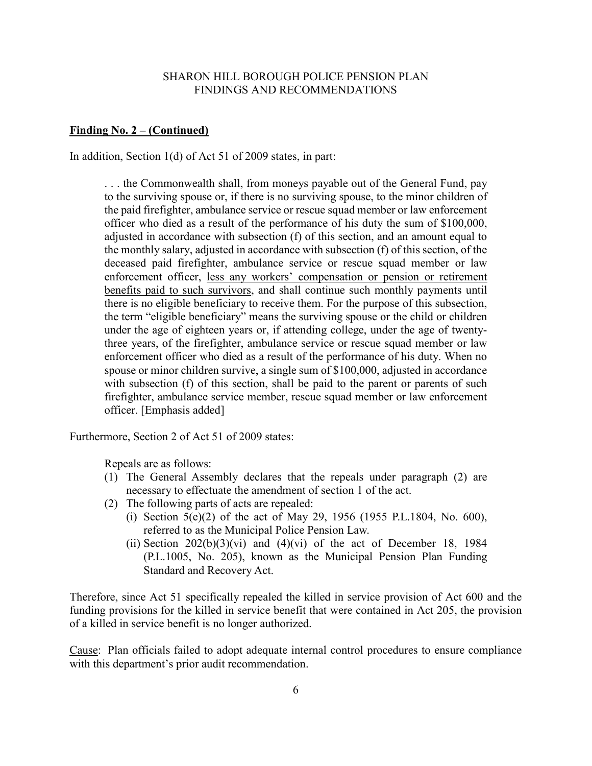SHARON HILL BOROUGH POLICE PENSION PLAN
FINDINGS AND RECOMMENDATIONS

**Finding No. 2 – (Continued)**

In addition, Section 1(d) of Act 51 of 2009 states, in part:

> . . . the Commonwealth shall, from moneys payable out of the General Fund, pay to the surviving spouse or, if there is no surviving spouse, to the minor children of the paid firefighter, ambulance service or rescue squad member or law enforcement officer who died as a result of the performance of his duty the sum of $100,000, adjusted in accordance with subsection (f) of this section, and an amount equal to the monthly salary, adjusted in accordance with subsection (f) of this section, of the deceased paid firefighter, ambulance service or rescue squad member or law enforcement officer, <u>less any workers' compensation or pension or retirement benefits paid to such survivors</u>, and shall continue such monthly payments until there is no eligible beneficiary to receive them. For the purpose of this subsection, the term "eligible beneficiary" means the surviving spouse or the child or children under the age of eighteen years or, if attending college, under the age of twenty-three years, of the firefighter, ambulance service or rescue squad member or law enforcement officer who died as a result of the performance of his duty. When no spouse or minor children survive, a single sum of $100,000, adjusted in accordance with subsection (f) of this section, shall be paid to the parent or parents of such firefighter, ambulance service member, rescue squad member or law enforcement officer. [Emphasis added]

Furthermore, Section 2 of Act 51 of 2009 states:

> Repeals are as follows:
>
> (1) The General Assembly declares that the repeals under paragraph (2) are necessary to effectuate the amendment of section 1 of the act.
> (2) The following parts of acts are repealed:
>     (i) Section 5(e)(2) of the act of May 29, 1956 (1955 P.L.1804, No. 600), referred to as the Municipal Police Pension Law.
>     (ii) Section 202(b)(3)(vi) and (4)(vi) of the act of December 18, 1984 (P.L.1005, No. 205), known as the Municipal Pension Plan Funding Standard and Recovery Act.

Therefore, since Act 51 specifically repealed the killed in service provision of Act 600 and the funding provisions for the killed in service benefit that were contained in Act 205, the provision of a killed in service benefit is no longer authorized.

<u>Cause</u>: Plan officials failed to adopt adequate internal control procedures to ensure compliance with this department's prior audit recommendation.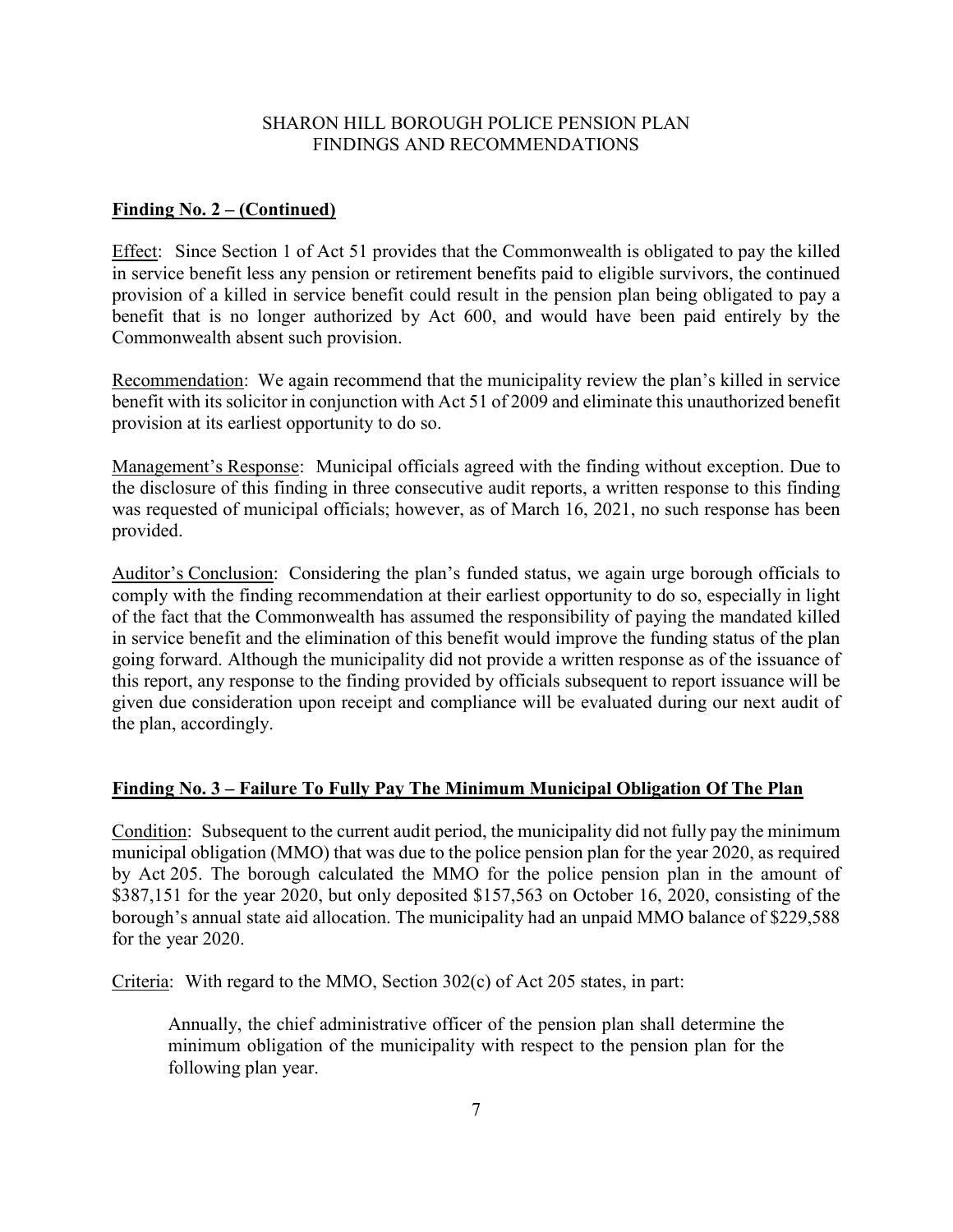SHARON HILL BOROUGH POLICE PENSION PLAN
FINDINGS AND RECOMMENDATIONS

**Finding No. 2 – (Continued)**

Effect: Since Section 1 of Act 51 provides that the Commonwealth is obligated to pay the killed in service benefit less any pension or retirement benefits paid to eligible survivors, the continued provision of a killed in service benefit could result in the pension plan being obligated to pay a benefit that is no longer authorized by Act 600, and would have been paid entirely by the Commonwealth absent such provision.

Recommendation: We again recommend that the municipality review the plan's killed in service benefit with its solicitor in conjunction with Act 51 of 2009 and eliminate this unauthorized benefit provision at its earliest opportunity to do so.

Management's Response: Municipal officials agreed with the finding without exception. Due to the disclosure of this finding in three consecutive audit reports, a written response to this finding was requested of municipal officials; however, as of March 16, 2021, no such response has been provided.

Auditor's Conclusion: Considering the plan's funded status, we again urge borough officials to comply with the finding recommendation at their earliest opportunity to do so, especially in light of the fact that the Commonwealth has assumed the responsibility of paying the mandated killed in service benefit and the elimination of this benefit would improve the funding status of the plan going forward. Although the municipality did not provide a written response as of the issuance of this report, any response to the finding provided by officials subsequent to report issuance will be given due consideration upon receipt and compliance will be evaluated during our next audit of the plan, accordingly.

**Finding No. 3 – Failure To Fully Pay The Minimum Municipal Obligation Of The Plan**

Condition: Subsequent to the current audit period, the municipality did not fully pay the minimum municipal obligation (MMO) that was due to the police pension plan for the year 2020, as required by Act 205. The borough calculated the MMO for the police pension plan in the amount of $387,151 for the year 2020, but only deposited $157,563 on October 16, 2020, consisting of the borough's annual state aid allocation. The municipality had an unpaid MMO balance of $229,588 for the year 2020.

Criteria: With regard to the MMO, Section 302(c) of Act 205 states, in part:

> Annually, the chief administrative officer of the pension plan shall determine the minimum obligation of the municipality with respect to the pension plan for the following plan year.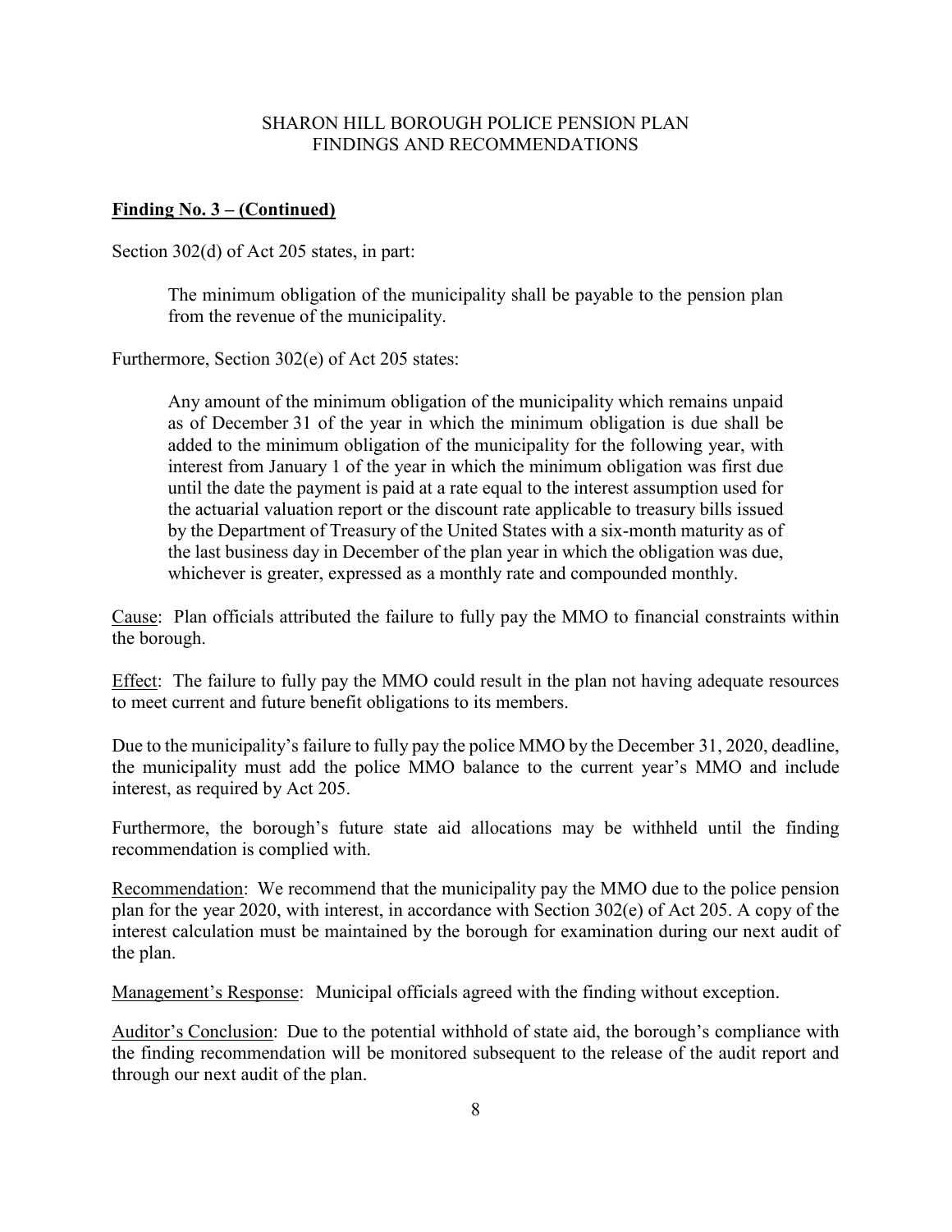SHARON HILL BOROUGH POLICE PENSION PLAN
FINDINGS AND RECOMMENDATIONS

**<u>Finding No. 3 – (Continued)</u>**

Section 302(d) of Act 205 states, in part:

> The minimum obligation of the municipality shall be payable to the pension plan from the revenue of the municipality.

Furthermore, Section 302(e) of Act 205 states:

> Any amount of the minimum obligation of the municipality which remains unpaid as of December 31 of the year in which the minimum obligation is due shall be added to the minimum obligation of the municipality for the following year, with interest from January 1 of the year in which the minimum obligation was first due until the date the payment is paid at a rate equal to the interest assumption used for the actuarial valuation report or the discount rate applicable to treasury bills issued by the Department of Treasury of the United States with a six-month maturity as of the last business day in December of the plan year in which the obligation was due, whichever is greater, expressed as a monthly rate and compounded monthly.

<u>Cause</u>: Plan officials attributed the failure to fully pay the MMO to financial constraints within the borough.

<u>Effect</u>: The failure to fully pay the MMO could result in the plan not having adequate resources to meet current and future benefit obligations to its members.

Due to the municipality's failure to fully pay the police MMO by the December 31, 2020, deadline, the municipality must add the police MMO balance to the current year's MMO and include interest, as required by Act 205.

Furthermore, the borough's future state aid allocations may be withheld until the finding recommendation is complied with.

<u>Recommendation</u>: We recommend that the municipality pay the MMO due to the police pension plan for the year 2020, with interest, in accordance with Section 302(e) of Act 205. A copy of the interest calculation must be maintained by the borough for examination during our next audit of the plan.

<u>Management's Response</u>: Municipal officials agreed with the finding without exception.

<u>Auditor's Conclusion</u>: Due to the potential withhold of state aid, the borough's compliance with the finding recommendation will be monitored subsequent to the release of the audit report and through our next audit of the plan.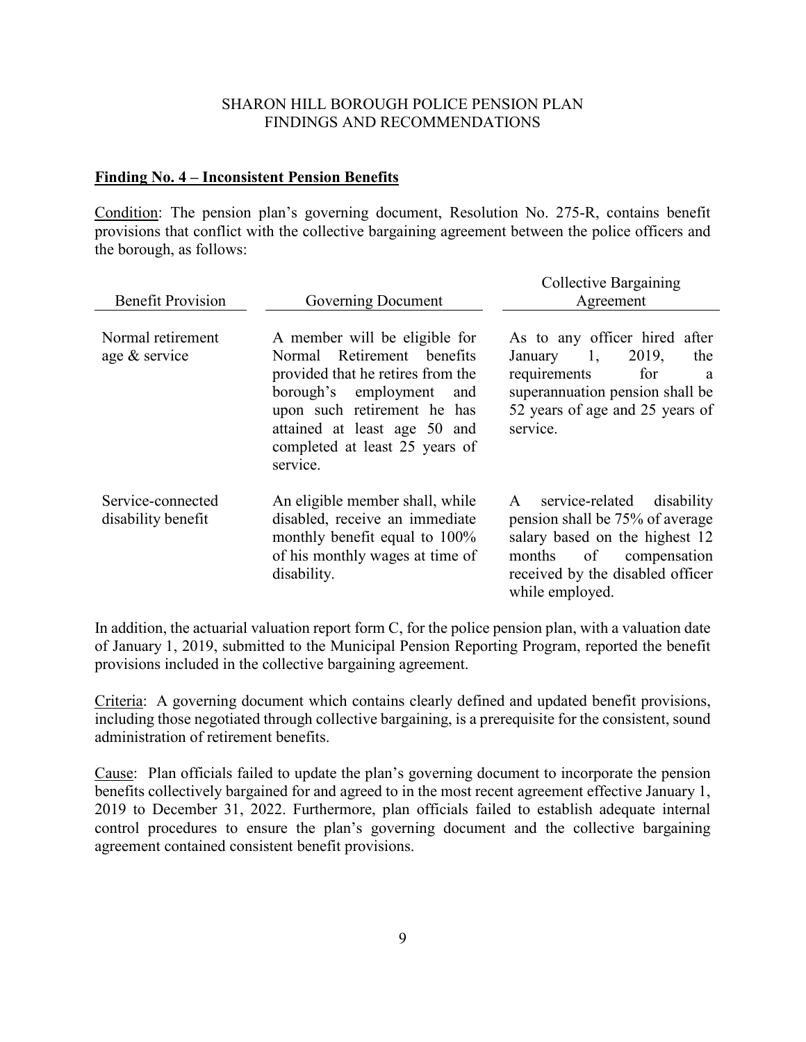SHARON HILL BOROUGH POLICE PENSION PLAN
FINDINGS AND RECOMMENDATIONS

**Finding No. 4 – Inconsistent Pension Benefits**

Condition: The pension plan's governing document, Resolution No. 275-R, contains benefit provisions that conflict with the collective bargaining agreement between the police officers and the borough, as follows:

| Benefit Provision | Governing Document | Collective Bargaining Agreement |
|---|---|---|
| Normal retirement age & service | A member will be eligible for Normal Retirement benefits provided that he retires from the borough's employment and upon such retirement he has attained at least age 50 and completed at least 25 years of service. | As to any officer hired after January 1, 2019, the requirements for a superannuation pension shall be 52 years of age and 25 years of service. |
| Service-connected disability benefit | An eligible member shall, while disabled, receive an immediate monthly benefit equal to 100% of his monthly wages at time of disability. | A service-related disability pension shall be 75% of average salary based on the highest 12 months of compensation received by the disabled officer while employed. |

In addition, the actuarial valuation report form C, for the police pension plan, with a valuation date of January 1, 2019, submitted to the Municipal Pension Reporting Program, reported the benefit provisions included in the collective bargaining agreement.

Criteria: A governing document which contains clearly defined and updated benefit provisions, including those negotiated through collective bargaining, is a prerequisite for the consistent, sound administration of retirement benefits.

Cause: Plan officials failed to update the plan's governing document to incorporate the pension benefits collectively bargained for and agreed to in the most recent agreement effective January 1, 2019 to December 31, 2022. Furthermore, plan officials failed to establish adequate internal control procedures to ensure the plan's governing document and the collective bargaining agreement contained consistent benefit provisions.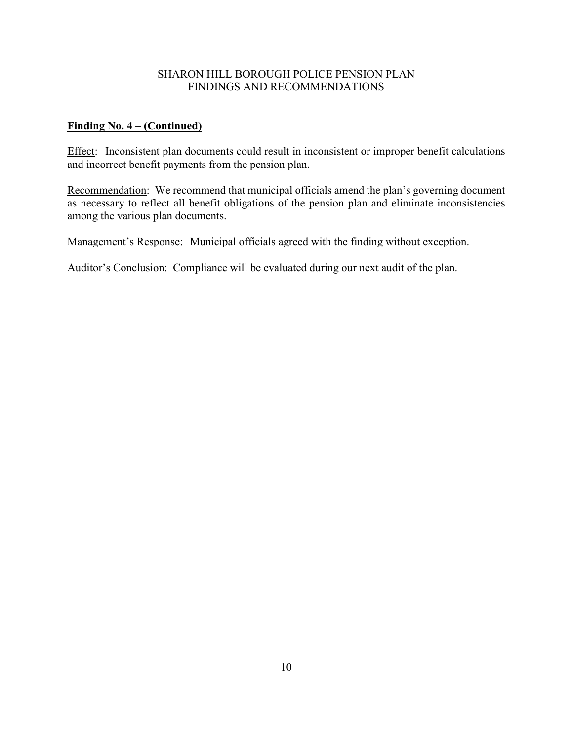## Finding No. 4 – (Continued)

Effect: Inconsistent plan documents could result in inconsistent or improper benefit calculations and incorrect benefit payments from the pension plan.

Recommendation: We recommend that municipal officials amend the plan's governing document as necessary to reflect all benefit obligations of the pension plan and eliminate inconsistencies among the various plan documents.

Management's Response: Municipal officials agreed with the finding without exception.

Auditor's Conclusion: Compliance will be evaluated during our next audit of the plan.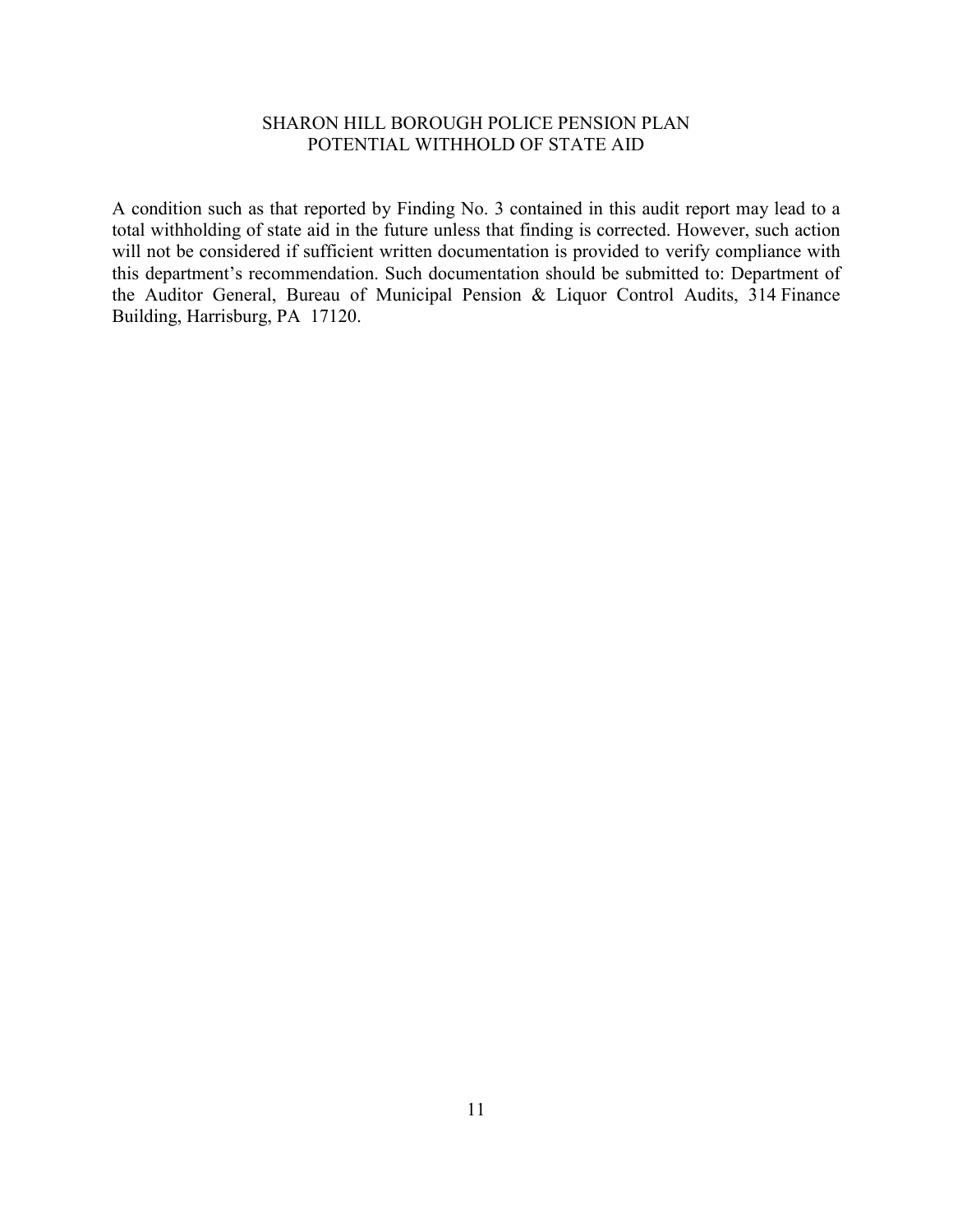# SHARON HILL BOROUGH POLICE PENSION PLAN
## POTENTIAL WITHHOLD OF STATE AID

A condition such as that reported by Finding No. 3 contained in this audit report may lead to a total withholding of state aid in the future unless that finding is corrected. However, such action will not be considered if sufficient written documentation is provided to verify compliance with this department's recommendation. Such documentation should be submitted to: Department of the Auditor General, Bureau of Municipal Pension & Liquor Control Audits, 314 Finance Building, Harrisburg, PA 17120.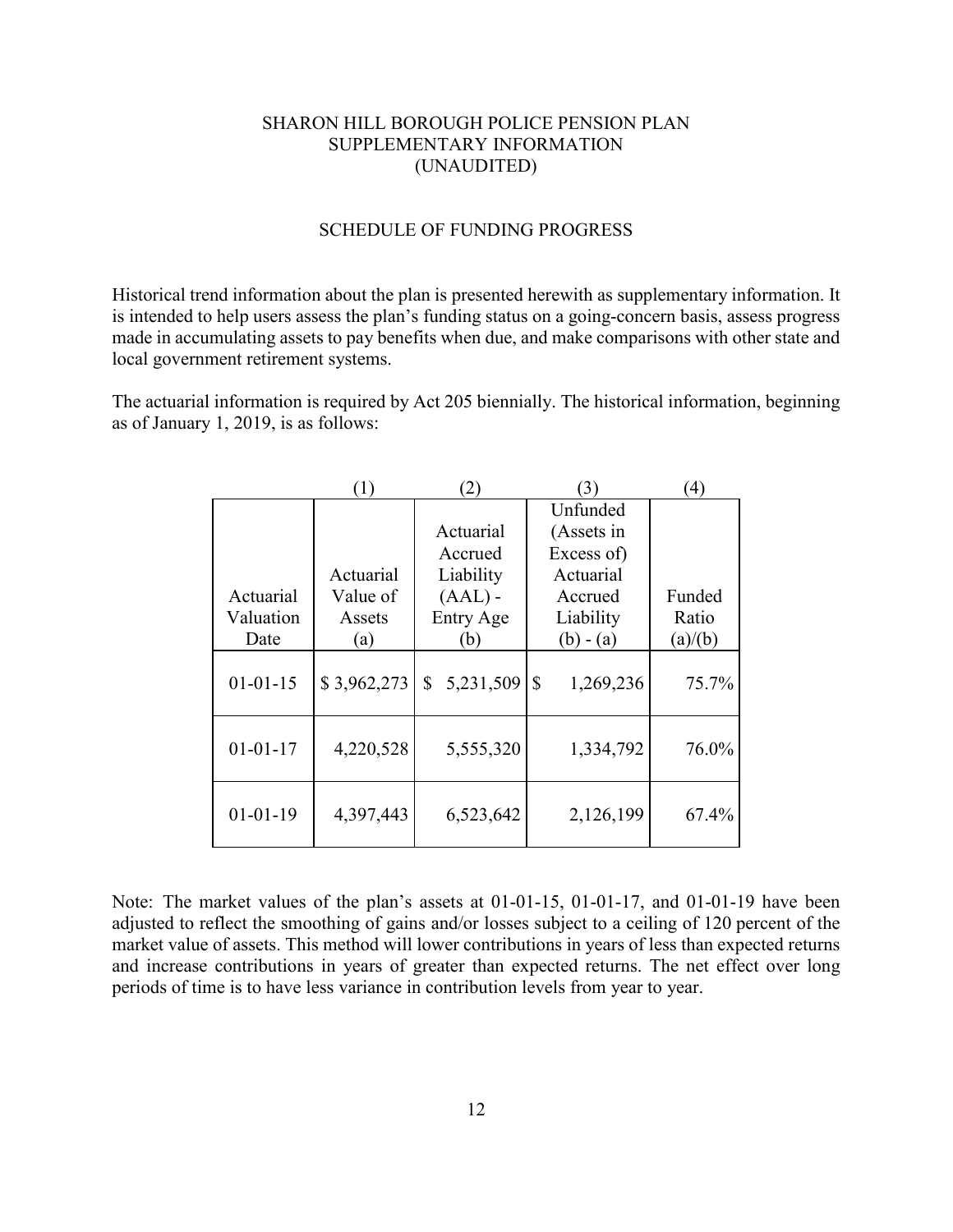# SHARON HILL BOROUGH POLICE PENSION PLAN
## SUPPLEMENTARY INFORMATION
## (UNAUDITED)

### SCHEDULE OF FUNDING PROGRESS

Historical trend information about the plan is presented herewith as supplementary information. It is intended to help users assess the plan's funding status on a going-concern basis, assess progress made in accumulating assets to pay benefits when due, and make comparisons with other state and local government retirement systems.

The actuarial information is required by Act 205 biennially. The historical information, beginning as of January 1, 2019, is as follows:

| | (1) | (2) | (3) | (4) |
|---|---|---|---|---|
| Actuarial Valuation Date | Actuarial Value of Assets (a) | Actuarial Accrued Liability (AAL) - Entry Age (b) | Unfunded (Assets in Excess of) Actuarial Accrued Liability (b) - (a) | Funded Ratio (a)/(b) |
| 01-01-15 | $ 3,962,273 | $ 5,231,509 | $ 1,269,236 | 75.7% |
| 01-01-17 | 4,220,528 | 5,555,320 | 1,334,792 | 76.0% |
| 01-01-19 | 4,397,443 | 6,523,642 | 2,126,199 | 67.4% |

Note: The market values of the plan's assets at 01-01-15, 01-01-17, and 01-01-19 have been adjusted to reflect the smoothing of gains and/or losses subject to a ceiling of 120 percent of the market value of assets. This method will lower contributions in years of less than expected returns and increase contributions in years of greater than expected returns. The net effect over long periods of time is to have less variance in contribution levels from year to year.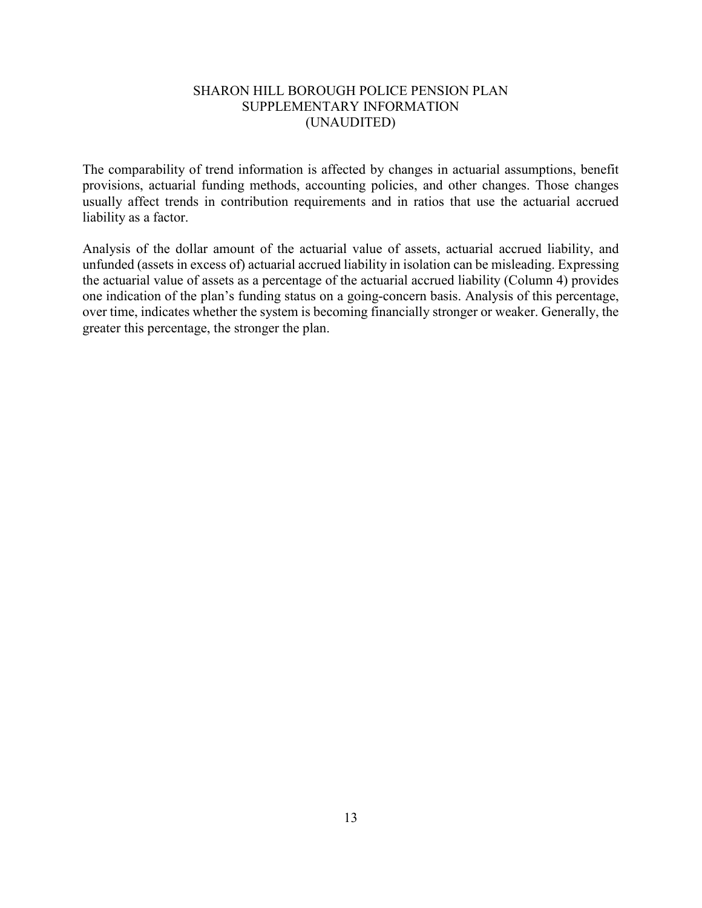# SHARON HILL BOROUGH POLICE PENSION PLAN
## SUPPLEMENTARY INFORMATION
## (UNAUDITED)

The comparability of trend information is affected by changes in actuarial assumptions, benefit provisions, actuarial funding methods, accounting policies, and other changes. Those changes usually affect trends in contribution requirements and in ratios that use the actuarial accrued liability as a factor.

Analysis of the dollar amount of the actuarial value of assets, actuarial accrued liability, and unfunded (assets in excess of) actuarial accrued liability in isolation can be misleading. Expressing the actuarial value of assets as a percentage of the actuarial accrued liability (Column 4) provides one indication of the plan's funding status on a going-concern basis. Analysis of this percentage, over time, indicates whether the system is becoming financially stronger or weaker. Generally, the greater this percentage, the stronger the plan.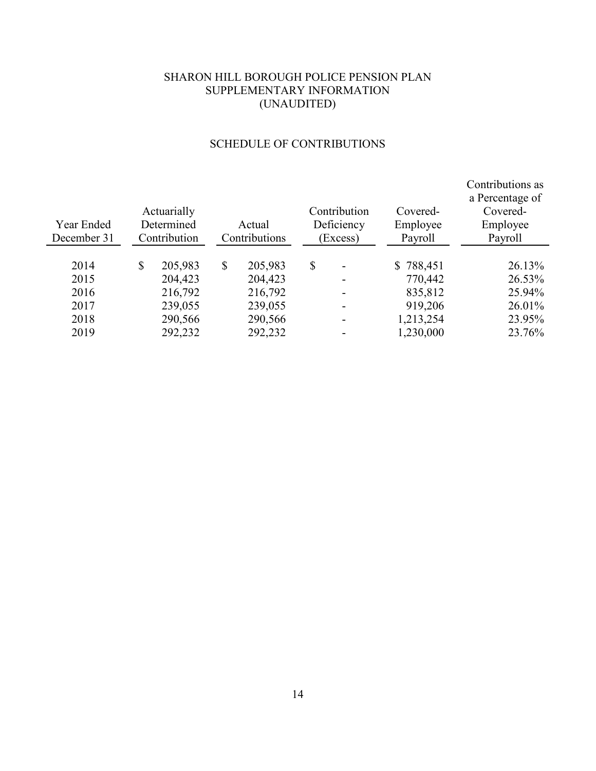# SHARON HILL BOROUGH POLICE PENSION PLAN
## SUPPLEMENTARY INFORMATION
## (UNAUDITED)

### SCHEDULE OF CONTRIBUTIONS

| Year Ended December 31 | Actuarially Determined Contribution | Actual Contributions | Contribution Deficiency (Excess) | Covered-Employee Payroll | Contributions as a Percentage of Covered-Employee Payroll |
|---|---|---|---|---|---|
| 2014 | $ 205,983 | $ 205,983 | $ - | $ 788,451 | 26.13% |
| 2015 | 204,423 | 204,423 | - | 770,442 | 26.53% |
| 2016 | 216,792 | 216,792 | - | 835,812 | 25.94% |
| 2017 | 239,055 | 239,055 | - | 919,206 | 26.01% |
| 2018 | 290,566 | 290,566 | - | 1,213,254 | 23.95% |
| 2019 | 292,232 | 292,232 | - | 1,230,000 | 23.76% |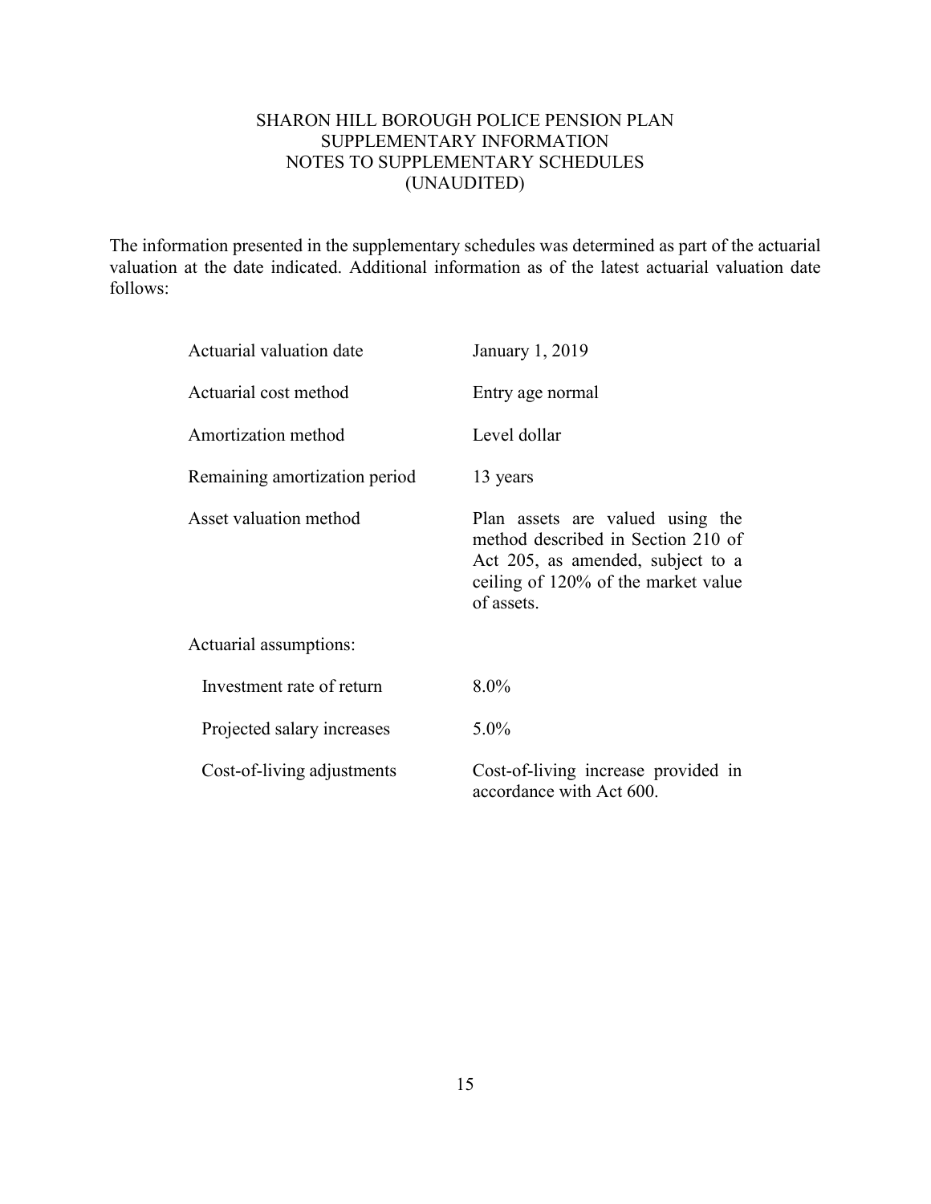# SHARON HILL BOROUGH POLICE PENSION PLAN
## SUPPLEMENTARY INFORMATION
## NOTES TO SUPPLEMENTARY SCHEDULES
## (UNAUDITED)

The information presented in the supplementary schedules was determined as part of the actuarial valuation at the date indicated. Additional information as of the latest actuarial valuation date follows:

| | |
|---|---|
| Actuarial valuation date | January 1, 2019 |
| Actuarial cost method | Entry age normal |
| Amortization method | Level dollar |
| Remaining amortization period | 13 years |
| Asset valuation method | Plan assets are valued using the method described in Section 210 of Act 205, as amended, subject to a ceiling of 120% of the market value of assets. |
| Actuarial assumptions: | |
| Investment rate of return | 8.0% |
| Projected salary increases | 5.0% |
| Cost-of-living adjustments | Cost-of-living increase provided in accordance with Act 600. |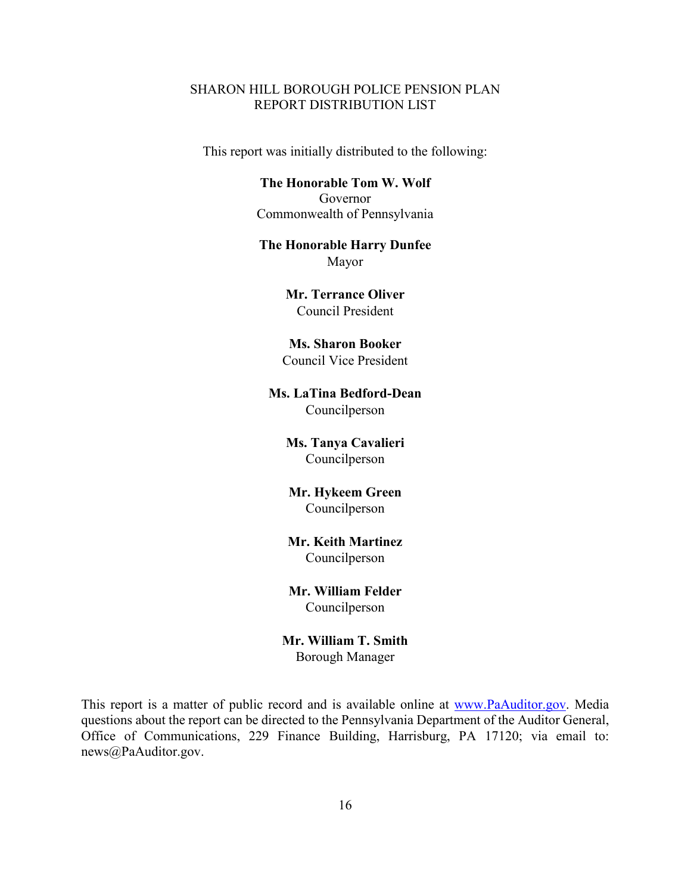SHARON HILL BOROUGH POLICE PENSION PLAN
REPORT DISTRIBUTION LIST

This report was initially distributed to the following:

**The Honorable Tom W. Wolf**
Governor
Commonwealth of Pennsylvania

**The Honorable Harry Dunfee**
Mayor

**Mr. Terrance Oliver**
Council President

**Ms. Sharon Booker**
Council Vice President

**Ms. LaTina Bedford-Dean**
Councilperson

**Ms. Tanya Cavalieri**
Councilperson

**Mr. Hykeem Green**
Councilperson

**Mr. Keith Martinez**
Councilperson

**Mr. William Felder**
Councilperson

**Mr. William T. Smith**
Borough Manager

This report is a matter of public record and is available online at www.PaAuditor.gov. Media questions about the report can be directed to the Pennsylvania Department of the Auditor General, Office of Communications, 229 Finance Building, Harrisburg, PA 17120; via email to: news@PaAuditor.gov.